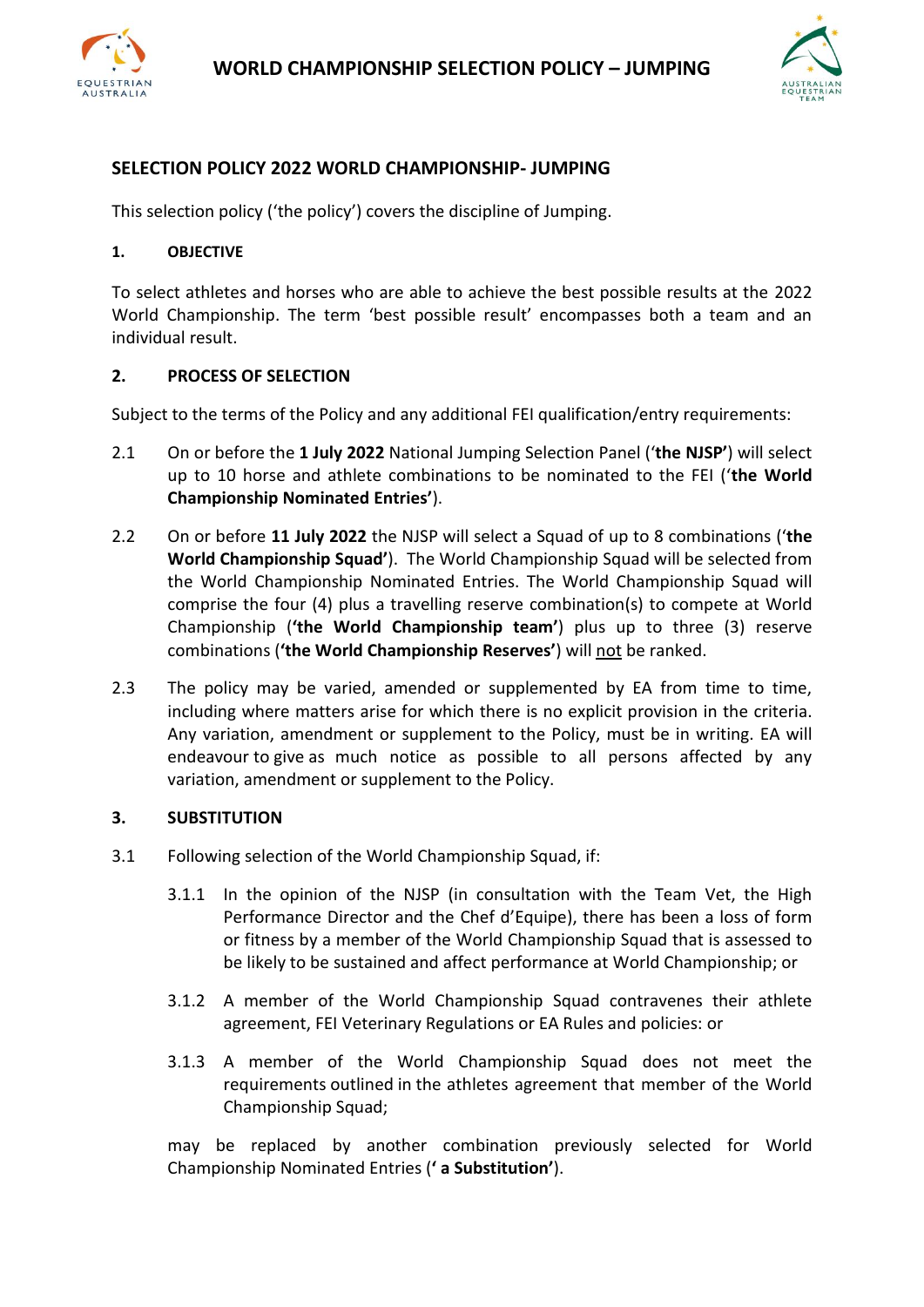## SELECTION POLICY 2022 WORLD CHAMPIONSHIP- JUMPING

This selection policy ('the policy') covers the discipline of Jumping.

### 1. OBJECTIVE

To select athletes and horses who are able to achieve the best possible results at the 2022 World Championship. The term 'best possible result' encompasses both a team and an individual result.

### 2. PROCESS OF SELECTION

Subject to the terms of the Policy and any additional FEI qualification/entry requirements:

2.1 On or before the **1 July 2022** National Jumping Selection Panel ('**the NJSP'**) will select up to 10 horse and athlete combinations to be nominated to the FEI ('**the World Championship Nominated Entries'**).

2.2 On or before **11 July 2022** the NJSP will select a Squad of up to 8 combinations ('**the World Championship Squad'**). The World Championship Squad will be selected from the World Championship Nominated Entries. The World Championship Squad will comprise the four (4) plus a travelling reserve combination(s) to compete at World Championship (**'the World Championship team'**) plus up to three (3) reserve combinations (**'the World Championship Reserves'**) will <u>not</u> be ranked.

2.3 The policy may be varied, amended or supplemented by EA from time to time, including where matters arise for which there is no explicit provision in the criteria. Any variation, amendment or supplement to the Policy, must be in writing. EA will endeavour to give as much notice as possible to all persons affected by any variation, amendment or supplement to the Policy.

### 3. SUBSTITUTION

3.1 Following selection of the World Championship Squad, if:

3.1.1 In the opinion of the NJSP (in consultation with the Team Vet, the High Performance Director and the Chef d'Equipe), there has been a loss of form or fitness by a member of the World Championship Squad that is assessed to be likely to be sustained and affect performance at World Championship; or

3.1.2 A member of the World Championship Squad contravenes their athlete agreement, FEI Veterinary Regulations or EA Rules and policies: or

3.1.3 A member of the World Championship Squad does not meet the requirements outlined in the athletes agreement that member of the World Championship Squad;

may be replaced by another combination previously selected for World Championship Nominated Entries (**' a Substitution'**).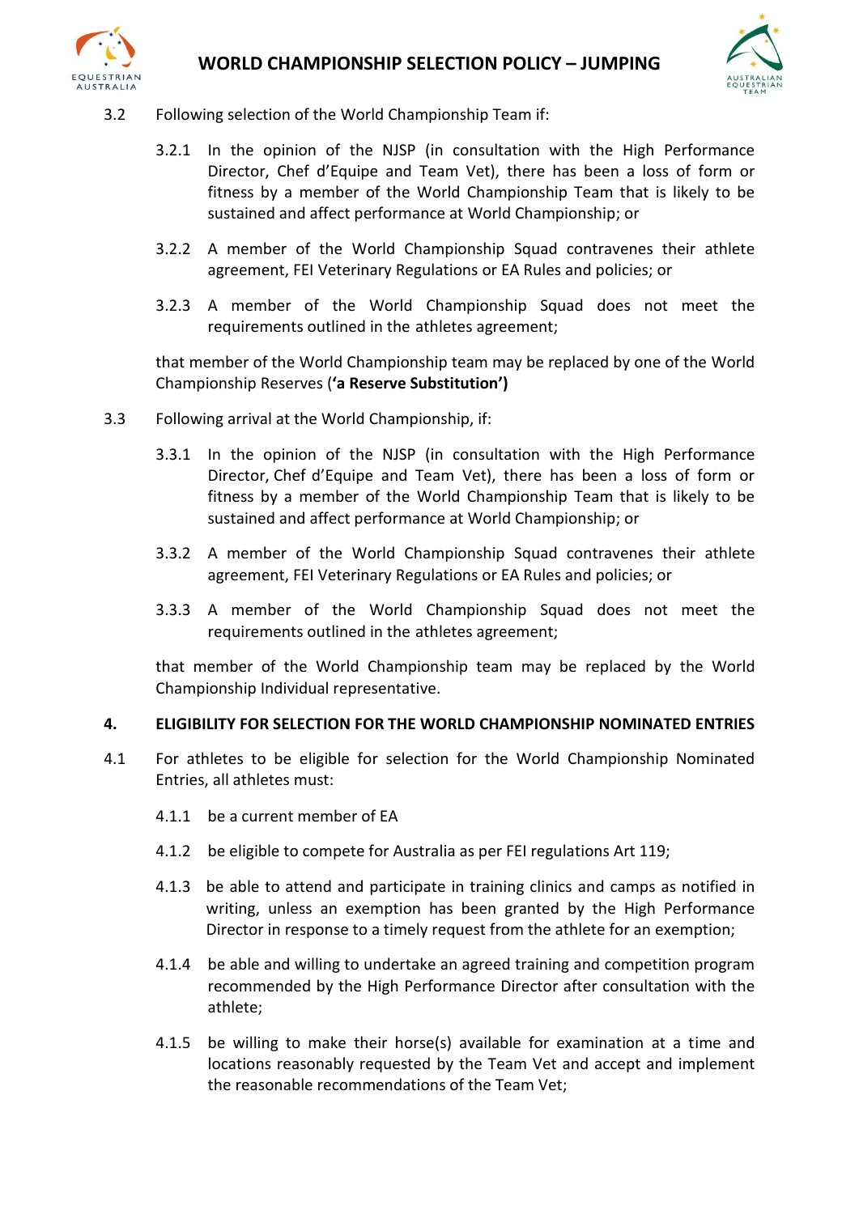3.2 Following selection of the World Championship Team if:

3.2.1 In the opinion of the NJSP (in consultation with the High Performance Director, Chef d'Equipe and Team Vet), there has been a loss of form or fitness by a member of the World Championship Team that is likely to be sustained and affect performance at World Championship; or

3.2.2 A member of the World Championship Squad contravenes their athlete agreement, FEI Veterinary Regulations or EA Rules and policies; or

3.2.3 A member of the World Championship Squad does not meet the requirements outlined in the athletes agreement;

that member of the World Championship team may be replaced by one of the World Championship Reserves (**'a Reserve Substitution'**)

3.3 Following arrival at the World Championship, if:

3.3.1 In the opinion of the NJSP (in consultation with the High Performance Director, Chef d'Equipe and Team Vet), there has been a loss of form or fitness by a member of the World Championship Team that is likely to be sustained and affect performance at World Championship; or

3.3.2 A member of the World Championship Squad contravenes their athlete agreement, FEI Veterinary Regulations or EA Rules and policies; or

3.3.3 A member of the World Championship Squad does not meet the requirements outlined in the athletes agreement;

that member of the World Championship team may be replaced by the World Championship Individual representative.

## 4. ELIGIBILITY FOR SELECTION FOR THE WORLD CHAMPIONSHIP NOMINATED ENTRIES

4.1 For athletes to be eligible for selection for the World Championship Nominated Entries, all athletes must:

4.1.1 be a current member of EA

4.1.2 be eligible to compete for Australia as per FEI regulations Art 119;

4.1.3 be able to attend and participate in training clinics and camps as notified in writing, unless an exemption has been granted by the High Performance Director in response to a timely request from the athlete for an exemption;

4.1.4 be able and willing to undertake an agreed training and competition program recommended by the High Performance Director after consultation with the athlete;

4.1.5 be willing to make their horse(s) available for examination at a time and locations reasonably requested by the Team Vet and accept and implement the reasonable recommendations of the Team Vet;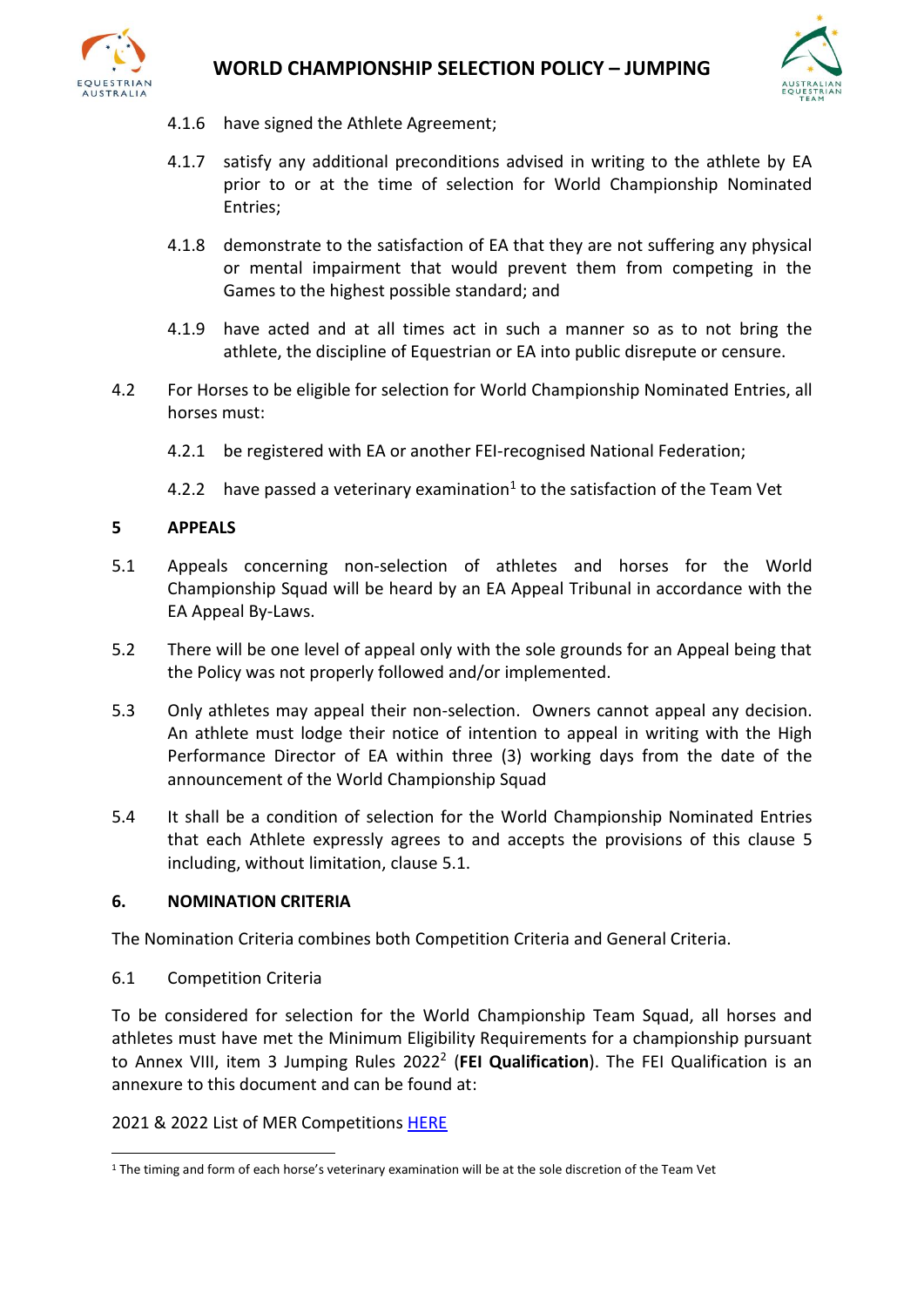4.1.6 have signed the Athlete Agreement;

4.1.7 satisfy any additional preconditions advised in writing to the athlete by EA prior to or at the time of selection for World Championship Nominated Entries;

4.1.8 demonstrate to the satisfaction of EA that they are not suffering any physical or mental impairment that would prevent them from competing in the Games to the highest possible standard; and

4.1.9 have acted and at all times act in such a manner so as to not bring the athlete, the discipline of Equestrian or EA into public disrepute or censure.

4.2 For Horses to be eligible for selection for World Championship Nominated Entries, all horses must:

4.2.1 be registered with EA or another FEI-recognised National Federation;

4.2.2 have passed a veterinary examination[1] to the satisfaction of the Team Vet

## 5 APPEALS

5.1 Appeals concerning non-selection of athletes and horses for the World Championship Squad will be heard by an EA Appeal Tribunal in accordance with the EA Appeal By-Laws.

5.2 There will be one level of appeal only with the sole grounds for an Appeal being that the Policy was not properly followed and/or implemented.

5.3 Only athletes may appeal their non-selection. Owners cannot appeal any decision. An athlete must lodge their notice of intention to appeal in writing with the High Performance Director of EA within three (3) working days from the date of the announcement of the World Championship Squad

5.4 It shall be a condition of selection for the World Championship Nominated Entries that each Athlete expressly agrees to and accepts the provisions of this clause 5 including, without limitation, clause 5.1.

## 6. NOMINATION CRITERIA

The Nomination Criteria combines both Competition Criteria and General Criteria.

6.1 Competition Criteria

To be considered for selection for the World Championship Team Squad, all horses and athletes must have met the Minimum Eligibility Requirements for a championship pursuant to Annex VIII, item 3 Jumping Rules 2022[2] (**FEI Qualification**). The FEI Qualification is an annexure to this document and can be found at:

2021 & 2022 List of MER Competitions HERE

---

[1] The timing and form of each horse's veterinary examination will be at the sole discretion of the Team Vet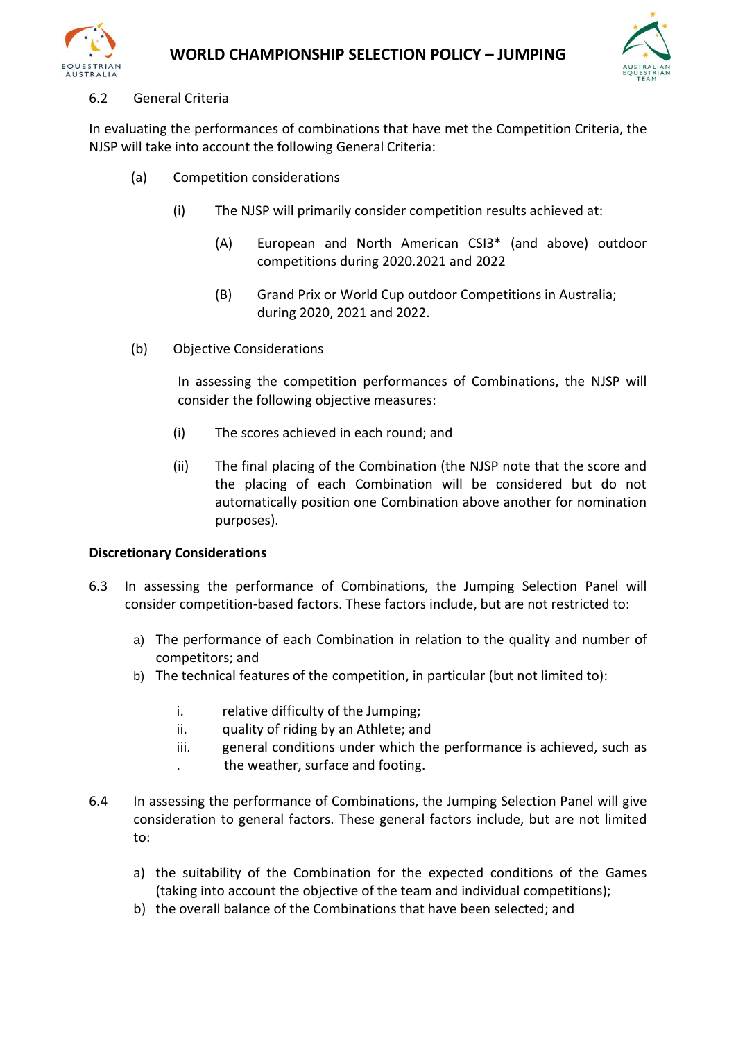6.2 General Criteria

In evaluating the performances of combinations that have met the Competition Criteria, the NJSP will take into account the following General Criteria:

(a) Competition considerations

(i) The NJSP will primarily consider competition results achieved at:

(A) European and North American CSI3* (and above) outdoor competitions during 2020.2021 and 2022

(B) Grand Prix or World Cup outdoor Competitions in Australia; during 2020, 2021 and 2022.

(b) Objective Considerations

In assessing the competition performances of Combinations, the NJSP will consider the following objective measures:

(i) The scores achieved in each round; and

(ii) The final placing of the Combination (the NJSP note that the score and the placing of each Combination will be considered but do not automatically position one Combination above another for nomination purposes).

**Discretionary Considerations**

6.3 In assessing the performance of Combinations, the Jumping Selection Panel will consider competition-based factors. These factors include, but are not restricted to:

a) The performance of each Combination in relation to the quality and number of competitors; and
b) The technical features of the competition, in particular (but not limited to):

    i. relative difficulty of the Jumping;
    ii. quality of riding by an Athlete; and
    iii. general conditions under which the performance is achieved, such as the weather, surface and footing.

6.4 In assessing the performance of Combinations, the Jumping Selection Panel will give consideration to general factors. These general factors include, but are not limited to:

a) the suitability of the Combination for the expected conditions of the Games (taking into account the objective of the team and individual competitions);
b) the overall balance of the Combinations that have been selected; and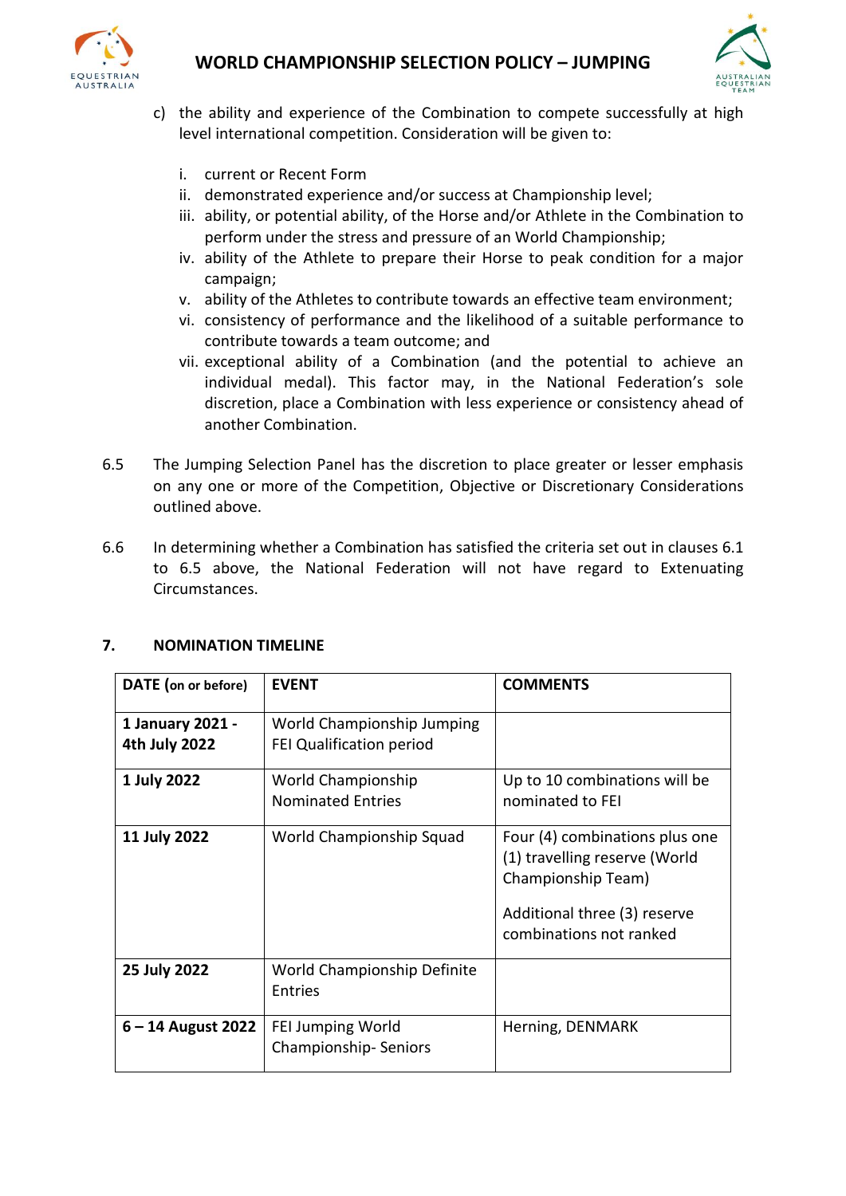c) the ability and experience of the Combination to compete successfully at high level international competition. Consideration will be given to:

   i. current or Recent Form
   ii. demonstrated experience and/or success at Championship level;
   iii. ability, or potential ability, of the Horse and/or Athlete in the Combination to perform under the stress and pressure of an World Championship;
   iv. ability of the Athlete to prepare their Horse to peak condition for a major campaign;
   v. ability of the Athletes to contribute towards an effective team environment;
   vi. consistency of performance and the likelihood of a suitable performance to contribute towards a team outcome; and
   vii. exceptional ability of a Combination (and the potential to achieve an individual medal). This factor may, in the National Federation's sole discretion, place a Combination with less experience or consistency ahead of another Combination.

6.5 The Jumping Selection Panel has the discretion to place greater or lesser emphasis on any one or more of the Competition, Objective or Discretionary Considerations outlined above.

6.6 In determining whether a Combination has satisfied the criteria set out in clauses 6.1 to 6.5 above, the National Federation will not have regard to Extenuating Circumstances.

## 7. NOMINATION TIMELINE

| DATE (on or before) | EVENT | COMMENTS |
|---|---|---|
| **1 January 2021 - 4th July 2022** | World Championship Jumping FEI Qualification period | |
| **1 July 2022** | World Championship Nominated Entries | Up to 10 combinations will be nominated to FEI |
| **11 July 2022** | World Championship Squad | Four (4) combinations plus one (1) travelling reserve (World Championship Team)<br><br>Additional three (3) reserve combinations not ranked |
| **25 July 2022** | World Championship Definite Entries | |
| **6 – 14 August 2022** | FEI Jumping World Championship- Seniors | Herning, DENMARK |